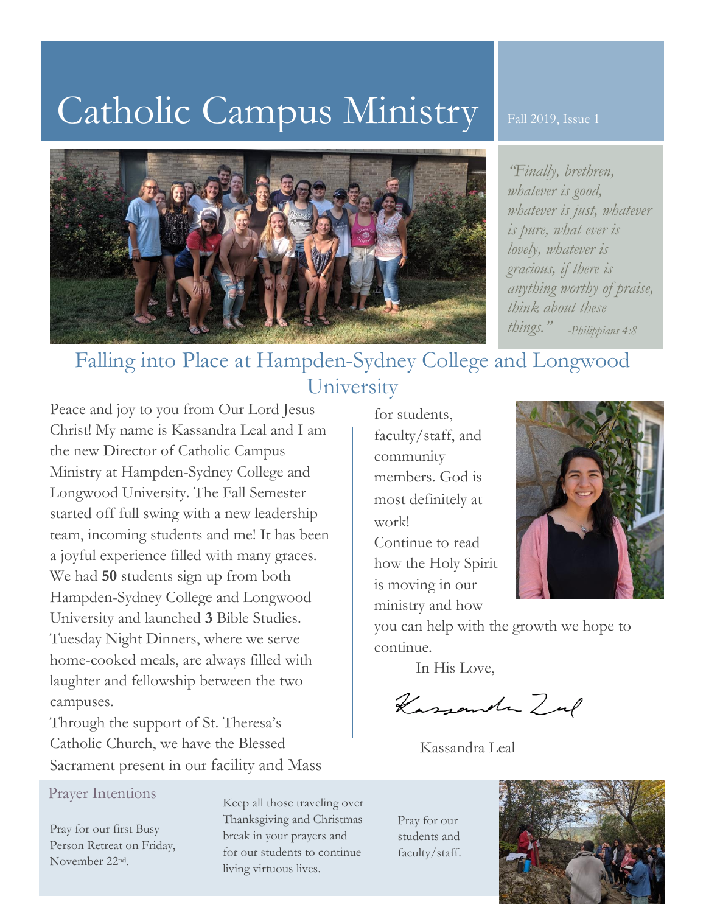# Catholic Campus Ministry

Fall 2019, Issue 1

*"Finally, brethren, whatever is good, whatever is just, whatever is pure, what ever is lovely, whatever is gracious, if there is anything worthy of praise, think about these things."* -*Philippians 4:8*

## Falling into Place at Hampden-Sydney College and Longwood University

Peace and joy to you from Our Lord Jesus Christ! My name is Kassandra Leal and I am the new Director of Catholic Campus Ministry at Hampden-Sydney College and Longwood University. The Fall Semester started off full swing with a new leadership team, incoming students and me! It has been a joyful experience filled with many graces. We had **50** students sign up from both Hampden-Sydney College and Longwood University and launched **3** Bible Studies. Tuesday Night Dinners, where we serve home-cooked meals, are always filled with laughter and fellowship between the two campuses.

Through the support of St. Theresa's Catholic Church, we have the Blessed Sacrament present in our facility and Mass for students, faculty/staff, and community members. God is most definitely at work!

Continue to read how the Holy Spirit is moving in our ministry and how you can help with the growth we hope to continue.

In His Love,

Kassandra Leal

### Prayer Intentions

Pray for our first Busy Person Retreat on Friday, November 22nd.

Keep all those traveling over Thanksgiving and Christmas break in your prayers and for our students to continue living virtuous lives.

Pray for our students and faculty/staff.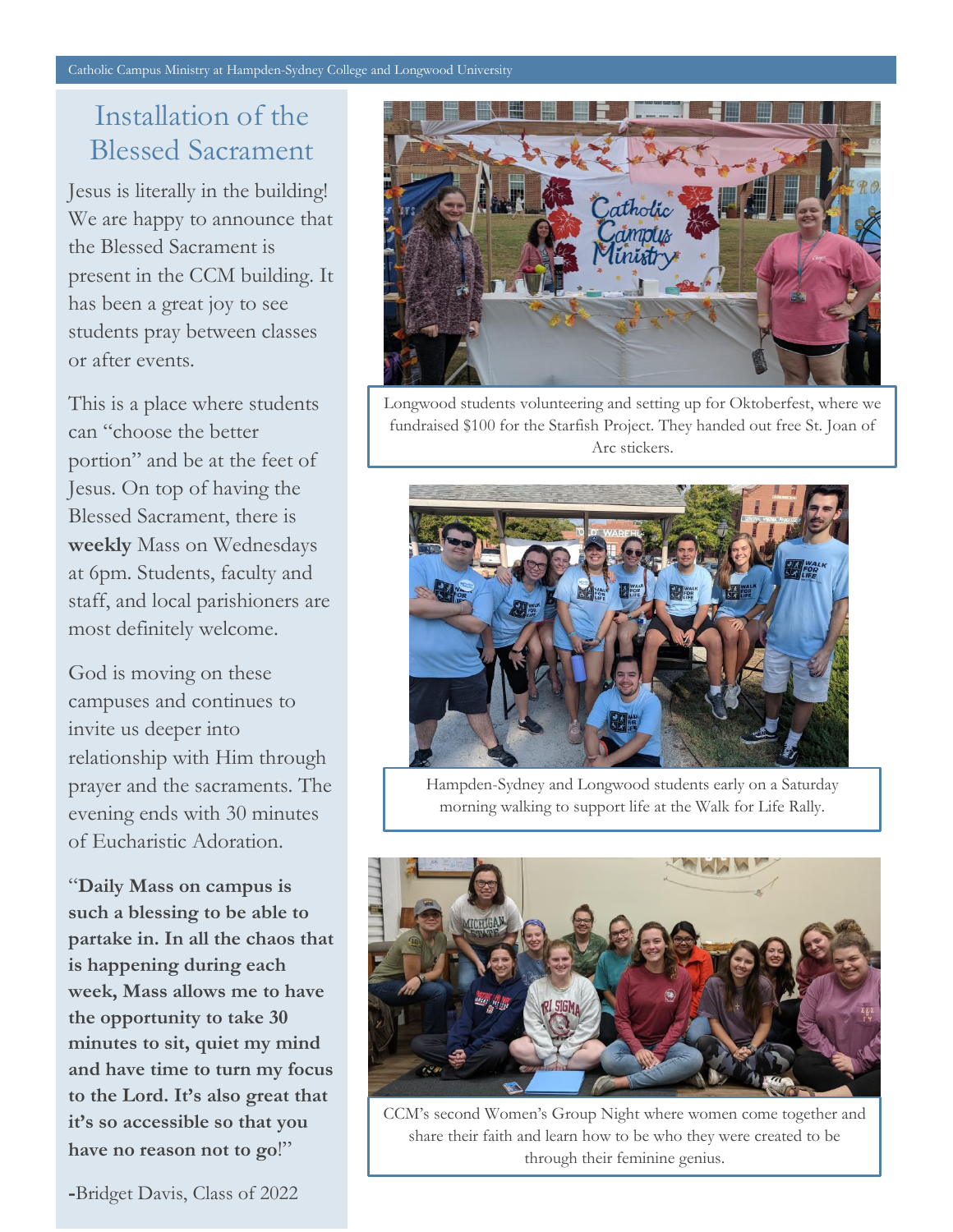## Installation of the Blessed Sacrament

Jesus is literally in the building! We are happy to announce that the Blessed Sacrament is present in the CCM building. It has been a great joy to see students pray between classes or after events.

This is a place where students can "choose the better portion" and be at the feet of Jesus. On top of having the Blessed Sacrament, there is **weekly** Mass on Wednesdays at 6pm. Students, faculty and staff, and local parishioners are most definitely welcome.

God is moving on these campuses and continues to invite us deeper into relationship with Him through prayer and the sacraments. The evening ends with 30 minutes of Eucharistic Adoration.

"**Daily Mass on campus is such a blessing to be able to partake in. In all the chaos that is happening during each week, Mass allows me to have the opportunity to take 30 minutes to sit, quiet my mind and have time to turn my focus to the Lord. It's also great that it's so accessible so that you have no reason not to go**!"

**-**Bridget Davis, Class of 2022

Longwood students volunteering and setting up for Oktoberfest, where we fundraised $100 for the Starfish Project. They handed out free St. Joan of Arc stickers.

Hampden-Sydney and Longwood students early on a Saturday morning walking to support life at the Walk for Life Rally.

CCM's second Women's Group Night where women come together and share their faith and learn how to be who they were created to be through their feminine genius.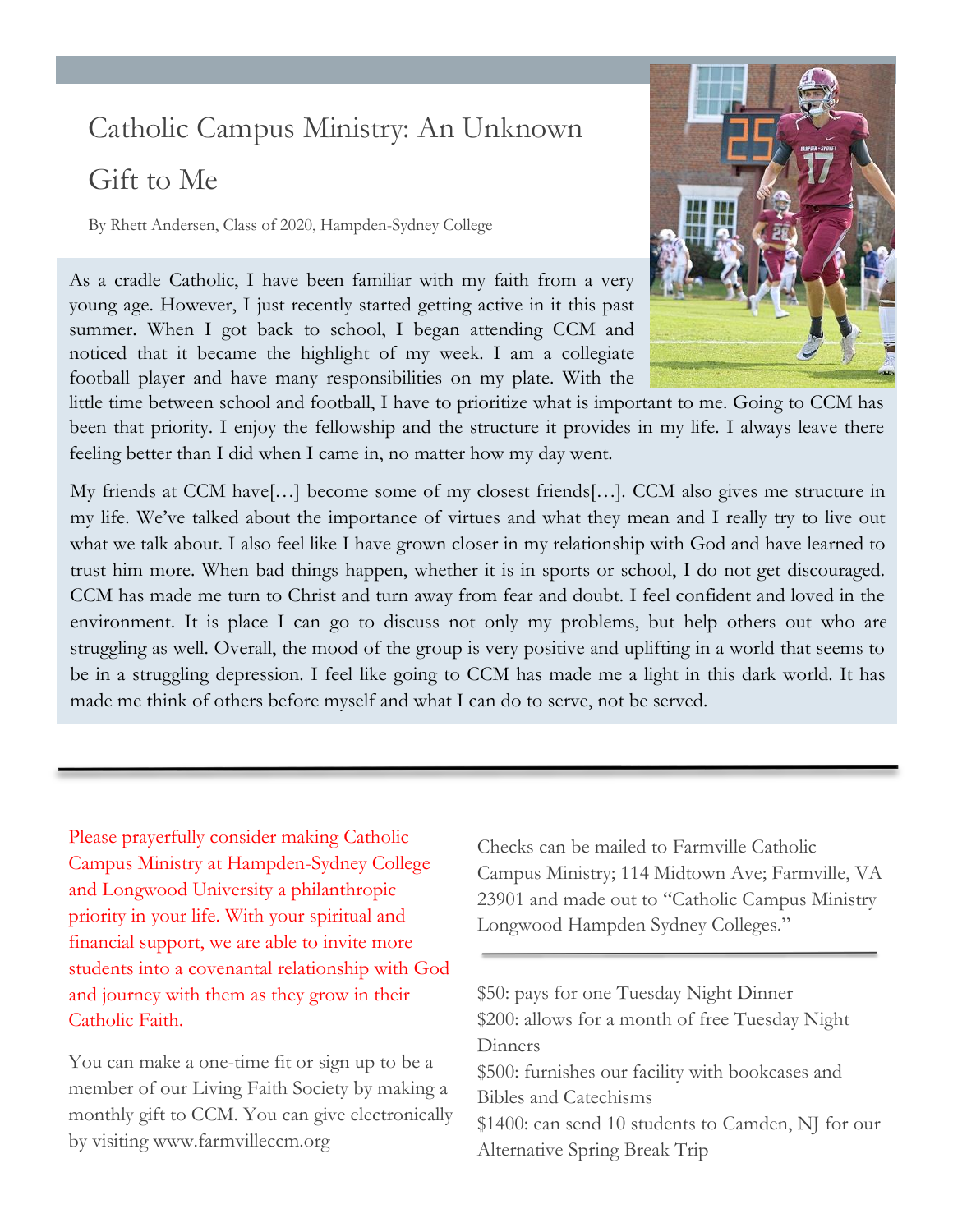# Catholic Campus Ministry: An Unknown Gift to Me

By Rhett Andersen, Class of 2020, Hampden-Sydney College

As a cradle Catholic, I have been familiar with my faith from a very young age. However, I just recently started getting active in it this past summer. When I got back to school, I began attending CCM and noticed that it became the highlight of my week. I am a collegiate football player and have many responsibilities on my plate. With the little time between school and football, I have to prioritize what is important to me. Going to CCM has been that priority. I enjoy the fellowship and the structure it provides in my life. I always leave there feeling better than I did when I came in, no matter how my day went.

My friends at CCM have[…] become some of my closest friends[…]. CCM also gives me structure in my life. We've talked about the importance of virtues and what they mean and I really try to live out what we talk about. I also feel like I have grown closer in my relationship with God and have learned to trust him more. When bad things happen, whether it is in sports or school, I do not get discouraged. CCM has made me turn to Christ and turn away from fear and doubt. I feel confident and loved in the environment. It is place I can go to discuss not only my problems, but help others out who are struggling as well. Overall, the mood of the group is very positive and uplifting in a world that seems to be in a struggling depression. I feel like going to CCM has made me a light in this dark world. It has made me think of others before myself and what I can do to serve, not be served.

---

Please prayerfully consider making Catholic Campus Ministry at Hampden-Sydney College and Longwood University a philanthropic priority in your life. With your spiritual and financial support, we are able to invite more students into a covenantal relationship with God and journey with them as they grow in their Catholic Faith.

You can make a one-time fit or sign up to be a member of our Living Faith Society by making a monthly gift to CCM. You can give electronically by visiting www.farmvilleccm.org

Checks can be mailed to Farmville Catholic Campus Ministry; 114 Midtown Ave; Farmville, VA 23901 and made out to "Catholic Campus Ministry Longwood Hampden Sydney Colleges."

---

$50: pays for one Tuesday Night Dinner
$200: allows for a month of free Tuesday Night Dinners
$500: furnishes our facility with bookcases and Bibles and Catechisms
$1400: can send 10 students to Camden, NJ for our Alternative Spring Break Trip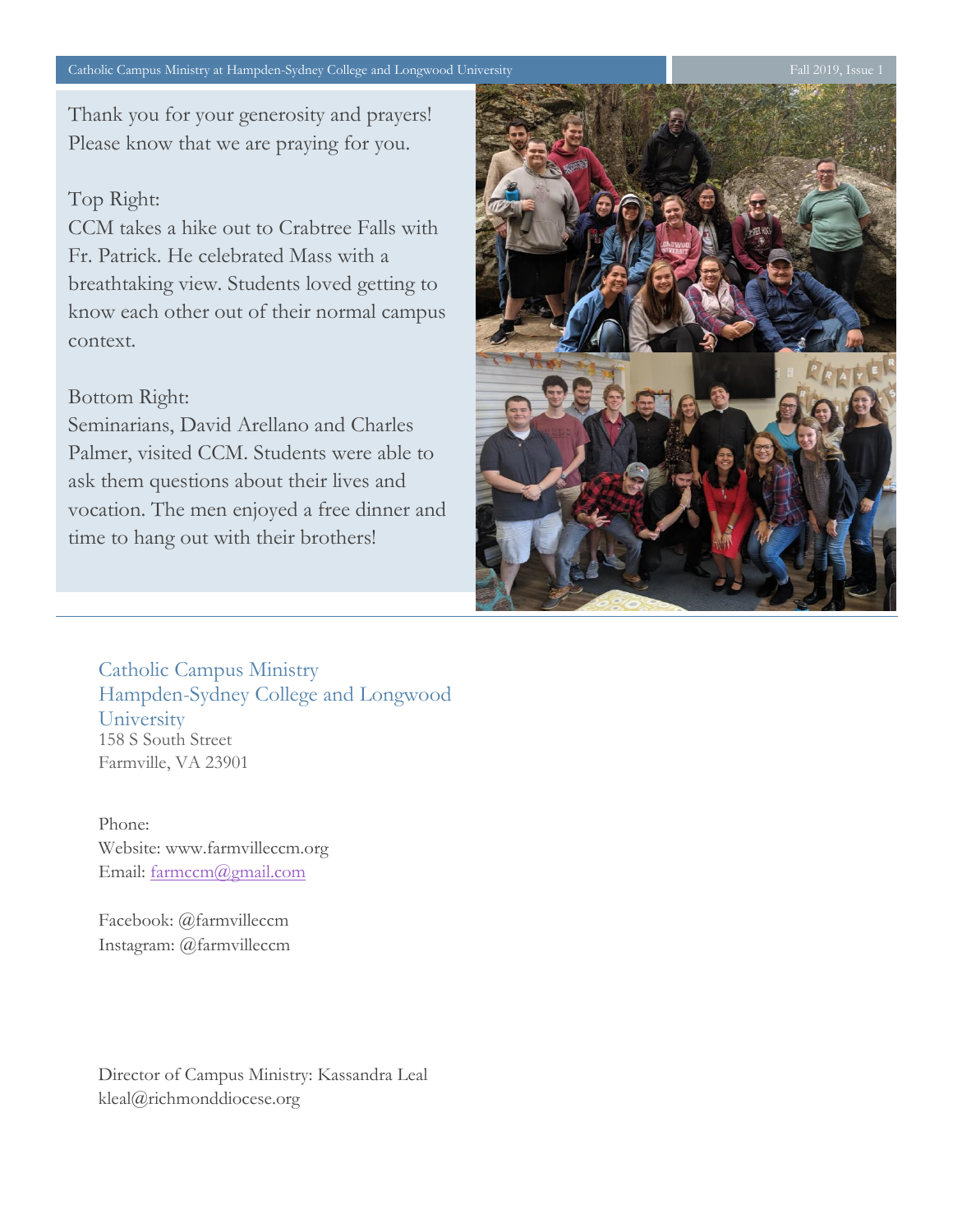Thank you for your generosity and prayers! Please know that we are praying for you.

Top Right:
CCM takes a hike out to Crabtree Falls with Fr. Patrick. He celebrated Mass with a breathtaking view. Students loved getting to know each other out of their normal campus context.

Bottom Right:
Seminarians, David Arellano and Charles Palmer, visited CCM. Students were able to ask them questions about their lives and vocation. The men enjoyed a free dinner and time to hang out with their brothers!

Catholic Campus Ministry
Hampden-Sydney College and Longwood University
158 S South Street
Farmville, VA 23901

Phone:
Website: www.farmvilleccm.org
Email: farmccm@gmail.com

Facebook: @farmvilleccm
Instagram: @farmvilleccm

Director of Campus Ministry: Kassandra Leal
kleal@richmonddiocese.org